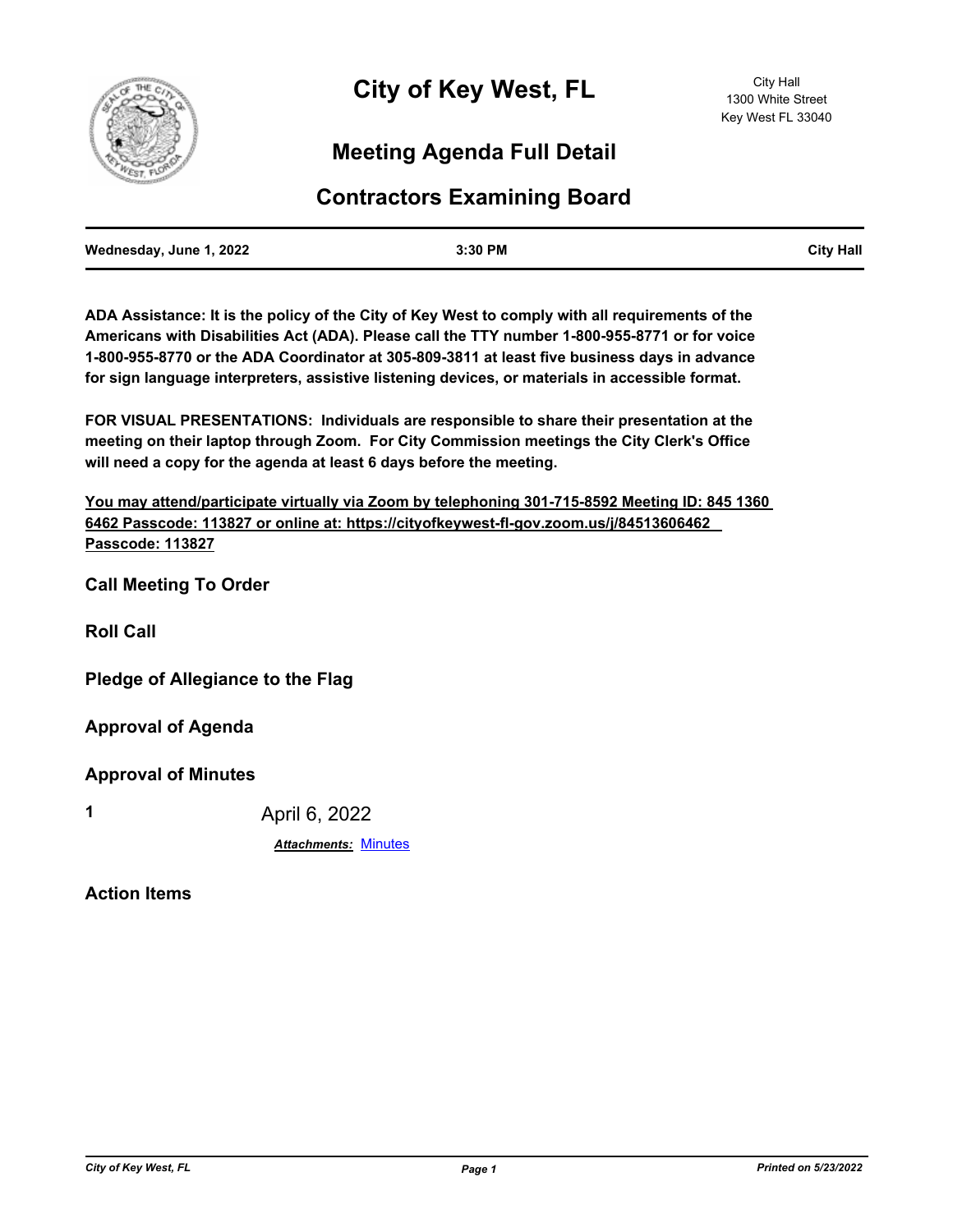# City of Key West, FL

City Hall
1300 White Street
Key West FL 33040

## Meeting Agenda Full Detail

## Contractors Examining Board

| Wednesday, June 1, 2022 | 3:30 PM | City Hall |
|---|---|---|

**ADA Assistance: It is the policy of the City of Key West to comply with all requirements of the Americans with Disabilities Act (ADA). Please call the TTY number 1-800-955-8771 or for voice 1-800-955-8770 or the ADA Coordinator at 305-809-3811 at least five business days in advance for sign language interpreters, assistive listening devices, or materials in accessible format.**

**FOR VISUAL PRESENTATIONS: Individuals are responsible to share their presentation at the meeting on their laptop through Zoom. For City Commission meetings the City Clerk's Office will need a copy for the agenda at least 6 days before the meeting.**

**You may attend/participate virtually via Zoom by telephoning 301-715-8592 Meeting ID: 845 1360 6462 Passcode: 113827 or online at: https://cityofkeywest-fl-gov.zoom.us/j/84513606462 Passcode: 113827**

### Call Meeting To Order

### Roll Call

### Pledge of Allegiance to the Flag

### Approval of Agenda

### Approval of Minutes

**1** April 6, 2022

***Attachments:*** Minutes

### Action Items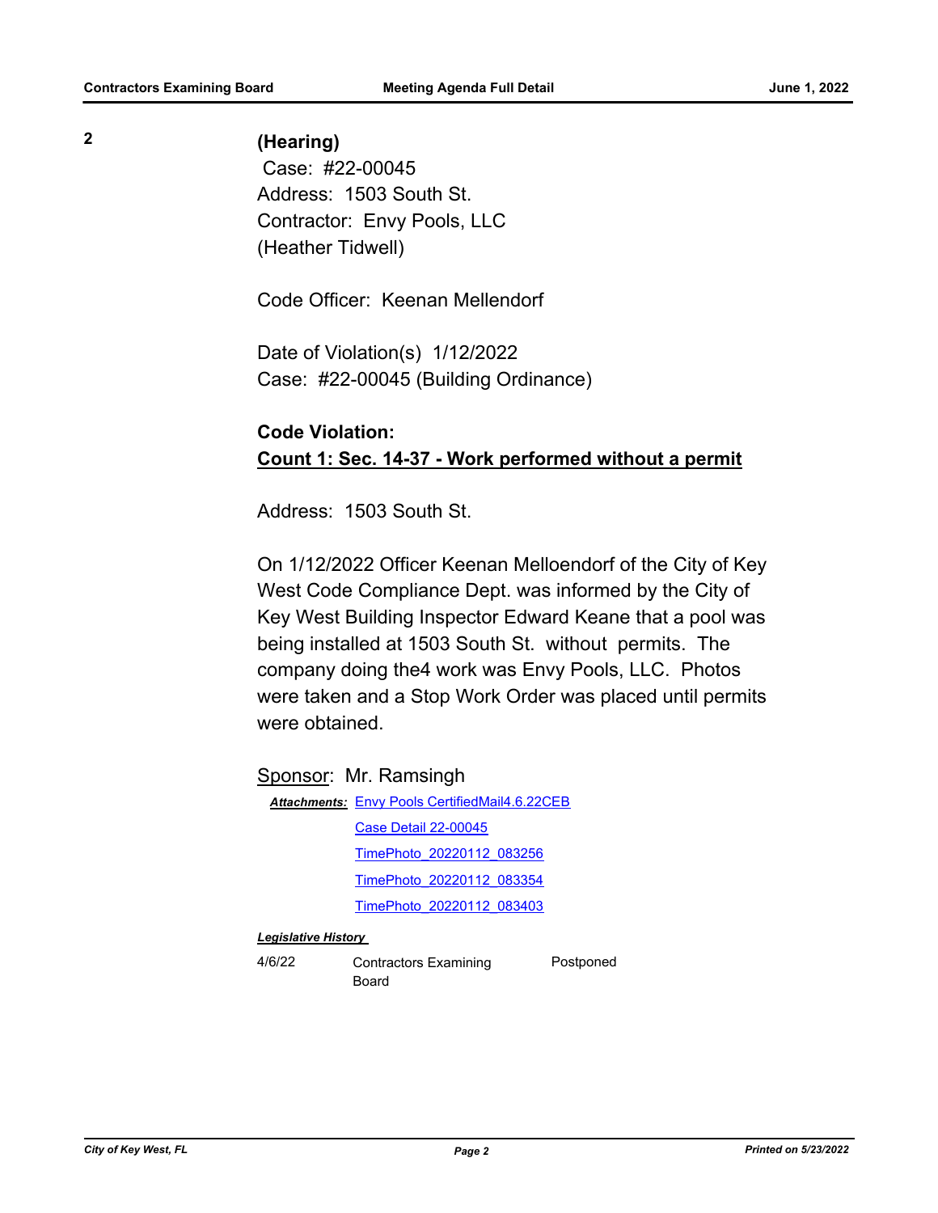**2**

**(Hearing)**

Case: #22-00045
Address: 1503 South St.
Contractor: Envy Pools, LLC
(Heather Tidwell)

Code Officer: Keenan Mellendorf

Date of Violation(s) 1/12/2022
Case: #22-00045 (Building Ordinance)

**Code Violation:**
**Count 1: Sec. 14-37 - Work performed without a permit**

Address: 1503 South St.

On 1/12/2022 Officer Keenan Melloendorf of the City of Key West Code Compliance Dept. was informed by the City of Key West Building Inspector Edward Keane that a pool was being installed at 1503 South St. without permits. The company doing the4 work was Envy Pools, LLC. Photos were taken and a Stop Work Order was placed until permits were obtained.

Sponsor: Mr. Ramsingh

***Attachments:*** Envy Pools CertifiedMail4.6.22CEB
Case Detail 22-00045
TimePhoto_20220112_083256
TimePhoto_20220112_083354
TimePhoto_20220112_083403

***Legislative History***

| | | |
|---|---|---|
| 4/6/22 | Contractors Examining Board | Postponed |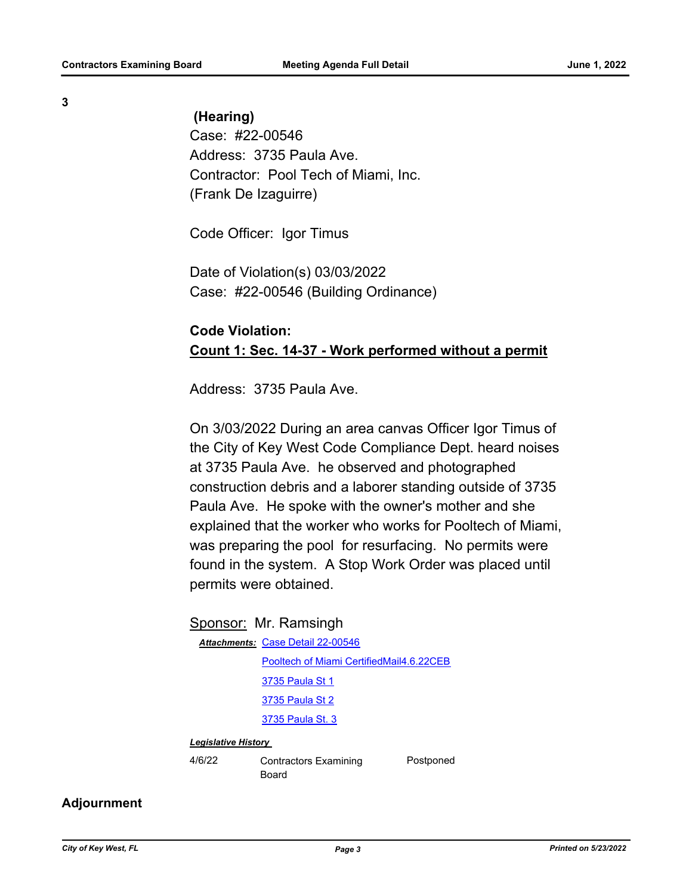3

**(Hearing)**
Case: #22-00546
Address: 3735 Paula Ave.
Contractor: Pool Tech of Miami, Inc.
(Frank De Izaguirre)

Code Officer: Igor Timus

Date of Violation(s) 03/03/2022
Case: #22-00546 (Building Ordinance)

**Code Violation:**
**Count 1: Sec. 14-37 - Work performed without a permit**

Address: 3735 Paula Ave.

On 3/03/2022 During an area canvas Officer Igor Timus of the City of Key West Code Compliance Dept. heard noises at 3735 Paula Ave. he observed and photographed construction debris and a laborer standing outside of 3735 Paula Ave. He spoke with the owner's mother and she explained that the worker who works for Pooltech of Miami, was preparing the pool for resurfacing. No permits were found in the system. A Stop Work Order was placed until permits were obtained.

Sponsor: Mr. Ramsingh

***Attachments:*** Case Detail 22-00546
Pooltech of Miami CertifiedMail4.6.22CEB
3735 Paula St 1
3735 Paula St 2
3735 Paula St. 3

***Legislative History***

| | | |
|---|---|---|
| 4/6/22 | Contractors Examining Board | Postponed |

## Adjournment